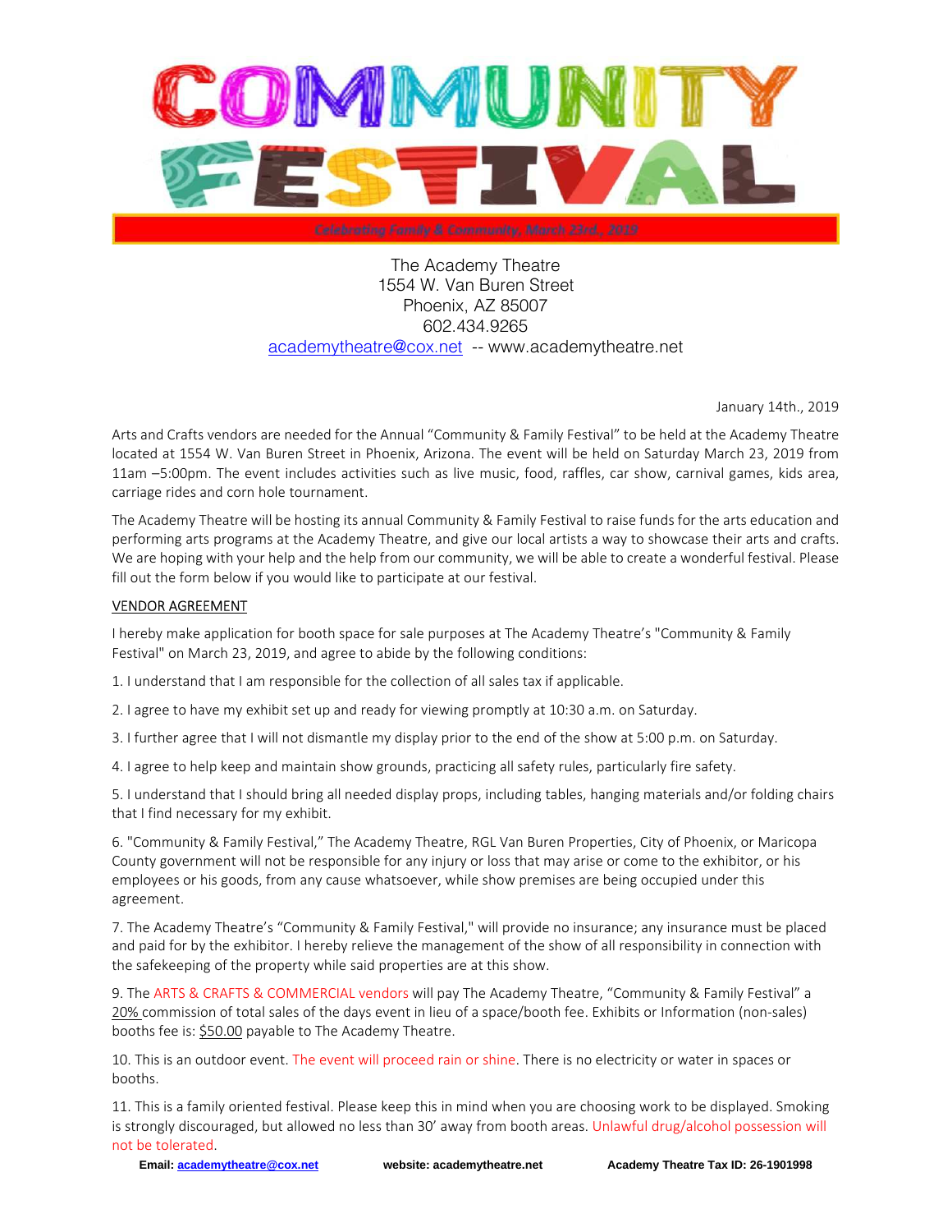# COMMUNITY FESTIVAL

*Celebrating Family & Community, March 23rd., 2019*

The Academy Theatre
1554 W. Van Buren Street
Phoenix, AZ 85007
602.434.9265
academytheatre@cox.net -- www.academytheatre.net

January 14th., 2019

Arts and Crafts vendors are needed for the Annual "Community & Family Festival" to be held at the Academy Theatre located at 1554 W. Van Buren Street in Phoenix, Arizona. The event will be held on Saturday March 23, 2019 from 11am –5:00pm. The event includes activities such as live music, food, raffles, car show, carnival games, kids area, carriage rides and corn hole tournament.

The Academy Theatre will be hosting its annual Community & Family Festival to raise funds for the arts education and performing arts programs at the Academy Theatre, and give our local artists a way to showcase their arts and crafts. We are hoping with your help and the help from our community, we will be able to create a wonderful festival. Please fill out the form below if you would like to participate at our festival.

## VENDOR AGREEMENT

I hereby make application for booth space for sale purposes at The Academy Theatre's "Community & Family Festival" on March 23, 2019, and agree to abide by the following conditions:

1. I understand that I am responsible for the collection of all sales tax if applicable.

2. I agree to have my exhibit set up and ready for viewing promptly at 10:30 a.m. on Saturday.

3. I further agree that I will not dismantle my display prior to the end of the show at 5:00 p.m. on Saturday.

4. I agree to help keep and maintain show grounds, practicing all safety rules, particularly fire safety.

5. I understand that I should bring all needed display props, including tables, hanging materials and/or folding chairs that I find necessary for my exhibit.

6. "Community & Family Festival," The Academy Theatre, RGL Van Buren Properties, City of Phoenix, or Maricopa County government will not be responsible for any injury or loss that may arise or come to the exhibitor, or his employees or his goods, from any cause whatsoever, while show premises are being occupied under this agreement.

7. The Academy Theatre's "Community & Family Festival," will provide no insurance; any insurance must be placed and paid for by the exhibitor. I hereby relieve the management of the show of all responsibility in connection with the safekeeping of the property while said properties are at this show.

9. The ARTS & CRAFTS & COMMERCIAL vendors will pay The Academy Theatre, "Community & Family Festival" a 20% commission of total sales of the days event in lieu of a space/booth fee. Exhibits or Information (non-sales) booths fee is: $50.00 payable to The Academy Theatre.

10. This is an outdoor event. The event will proceed rain or shine. There is no electricity or water in spaces or booths.

11. This is a family oriented festival. Please keep this in mind when you are choosing work to be displayed. Smoking is strongly discouraged, but allowed no less than 30' away from booth areas. Unlawful drug/alcohol possession will not be tolerated.

**Email: academytheatre@cox.net** **website: academytheatre.net** **Academy Theatre Tax ID: 26-1901998**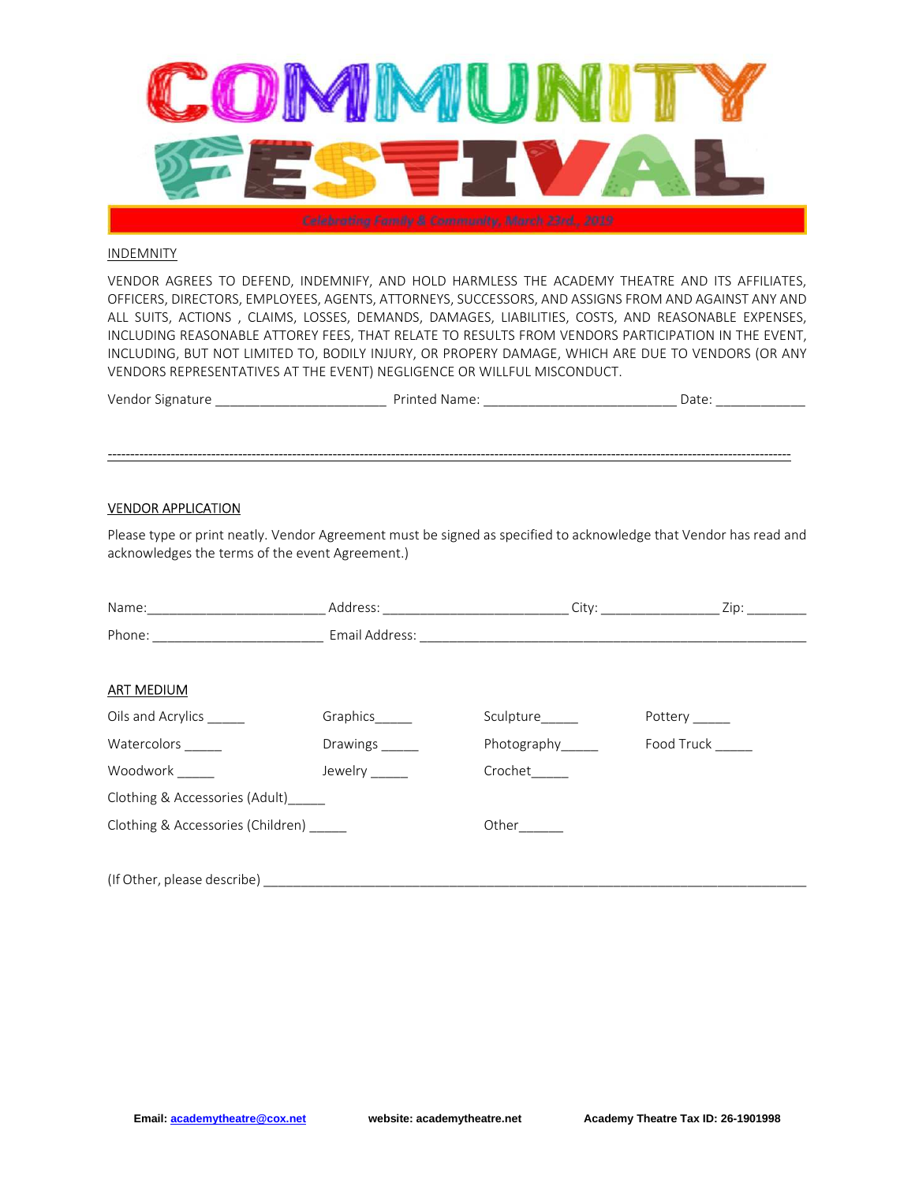# COMMUNITY FESTIVAL

*Celebrating Family & Community, March 23rd., 2019*

INDEMNITY

VENDOR AGREES TO DEFEND, INDEMNIFY, AND HOLD HARMLESS THE ACADEMY THEATRE AND ITS AFFILIATES, OFFICERS, DIRECTORS, EMPLOYEES, AGENTS, ATTORNEYS, SUCCESSORS, AND ASSIGNS FROM AND AGAINST ANY AND ALL SUITS, ACTIONS , CLAIMS, LOSSES, DEMANDS, DAMAGES, LIABILITIES, COSTS, AND REASONABLE EXPENSES, INCLUDING REASONABLE ATTOREY FEES, THAT RELATE TO RESULTS FROM VENDORS PARTICIPATION IN THE EVENT, INCLUDING, BUT NOT LIMITED TO, BODILY INJURY, OR PROPERY DAMAGE, WHICH ARE DUE TO VENDORS (OR ANY VENDORS REPRESENTATIVES AT THE EVENT) NEGLIGENCE OR WILLFUL MISCONDUCT.

Vendor Signature ______________________ Printed Name: _________________________ Date: ____________

---

VENDOR APPLICATION

Please type or print neatly. Vendor Agreement must be signed as specified to acknowledge that Vendor has read and acknowledges the terms of the event Agreement.)

Name:_______________________ Address: ________________________ City: ________________ Zip: ________

Phone: ______________________ Email Address: ________________________________________________

ART MEDIUM

Oils and Acrylics _____ Graphics_____ Sculpture_____ Pottery _____

Watercolors _____ Drawings _____ Photography_____ Food Truck _____

Woodwork _____ Jewelry _____ Crochet_____

Clothing & Accessories (Adult)_____

Clothing & Accessories (Children) _____ Other______

(If Other, please describe) ____________________________________________________________________

**Email: academytheatre@cox.net** **website: academytheatre.net** **Academy Theatre Tax ID: 26-1901998**